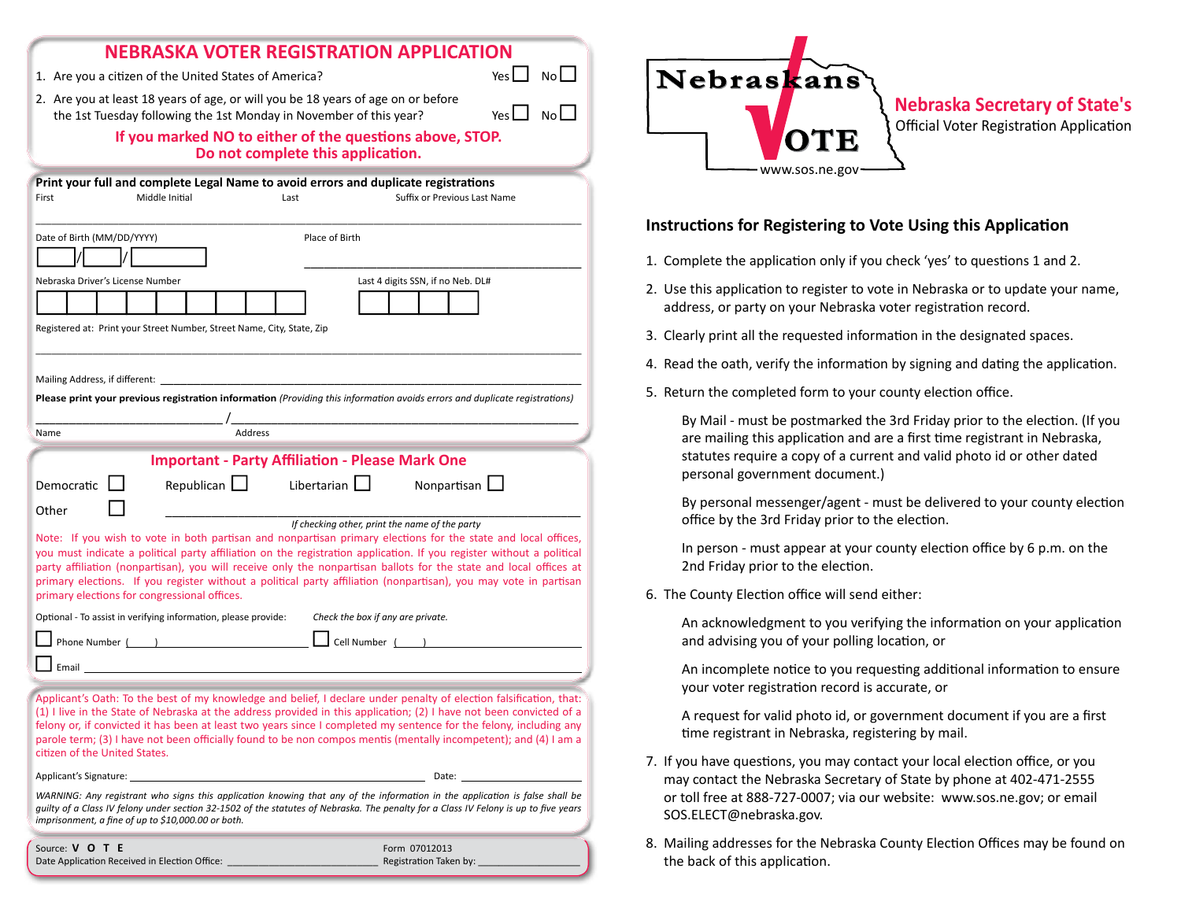# NEBRASKA VOTER REGISTRATION APPLICATION

1. Are you a citizen of the United States of America? Yes ☐ No ☐
2. Are you at least 18 years of age, or will you be 18 years of age on or before the 1st Tuesday following the 1st Monday in November of this year? Yes ☐ No ☐

**If you marked NO to either of the questions above, STOP. Do not complete this application.**

**Print your full and complete Legal Name to avoid errors and duplicate registrations**

First | Middle Initial | Last | Suffix or Previous Last Name

Date of Birth (MM/DD/YYYY) ___/___/_____ Place of Birth ______________

Nebraska Driver's License Number ☐☐☐☐☐☐☐☐☐ Last 4 digits SSN, if no Neb. DL# ☐☐☐☐

Registered at: Print your Street Number, Street Name, City, State, Zip

Mailing Address, if different: ______________

**Please print your previous registration information** *(Providing this information avoids errors and duplicate registrations)*

______________ / ______________
Name Address

## Important - Party Affiliation - Please Mark One

Democratic ☐ Republican ☐ Libertarian ☐ Nonpartisan ☐

Other ☐ ______________
*If checking other, print the name of the party*

Note: If you wish to vote in both partisan and nonpartisan primary elections for the state and local offices, you must indicate a political party affiliation on the registration application. If you register without a political party affiliation (nonpartisan), you will receive only the nonpartisan ballots for the state and local offices at primary elections. If you register without a political party affiliation (nonpartisan), you may vote in partisan primary elections for congressional offices.

Optional - To assist in verifying information, please provide: *Check the box if any are private.*

☐ Phone Number ( ) ______________ ☐ Cell Number ( ) ______________

☐ Email ______________

Applicant's Oath: To the best of my knowledge and belief, I declare under penalty of election falsification, that: (1) I live in the State of Nebraska at the address provided in this application; (2) I have not been convicted of a felony or, if convicted it has been at least two years since I completed my sentence for the felony, including any parole term; (3) I have not been officially found to be non compos mentis (mentally incompetent); and (4) I am a citizen of the United States.

Applicant's Signature: ______________ Date: ______________

*WARNING: Any registrant who signs this application knowing that any of the information in the application is false shall be guilty of a Class IV felony under section 32-1502 of the statutes of Nebraska. The penalty for a Class IV Felony is up to five years imprisonment, a fine of up to $10,000.00 or both.*

Source: **V O T E** Form 07012013
Date Application Received in Election Office: ______________ Registration Taken by: ______________

---

Nebraskans VOTE
www.sos.ne.gov

**Nebraska Secretary of State's**
Official Voter Registration Application

## Instructions for Registering to Vote Using this Application

1. Complete the application only if you check 'yes' to questions 1 and 2.
2. Use this application to register to vote in Nebraska or to update your name, address, or party on your Nebraska voter registration record.
3. Clearly print all the requested information in the designated spaces.
4. Read the oath, verify the information by signing and dating the application.
5. Return the completed form to your county election office.

   By Mail - must be postmarked the 3rd Friday prior to the election. (If you are mailing this application and are a first time registrant in Nebraska, statutes require a copy of a current and valid photo id or other dated personal government document.)

   By personal messenger/agent - must be delivered to your county election office by the 3rd Friday prior to the election.

   In person - must appear at your county election office by 6 p.m. on the 2nd Friday prior to the election.

6. The County Election office will send either:

   An acknowledgment to you verifying the information on your application and advising you of your polling location, or

   An incomplete notice to you requesting additional information to ensure your voter registration record is accurate, or

   A request for valid photo id, or government document if you are a first time registrant in Nebraska, registering by mail.

7. If you have questions, you may contact your local election office, or you may contact the Nebraska Secretary of State by phone at 402-471-2555 or toll free at 888-727-0007; via our website: www.sos.ne.gov; or email SOS.ELECT@nebraska.gov.
8. Mailing addresses for the Nebraska County Election Offices may be found on the back of this application.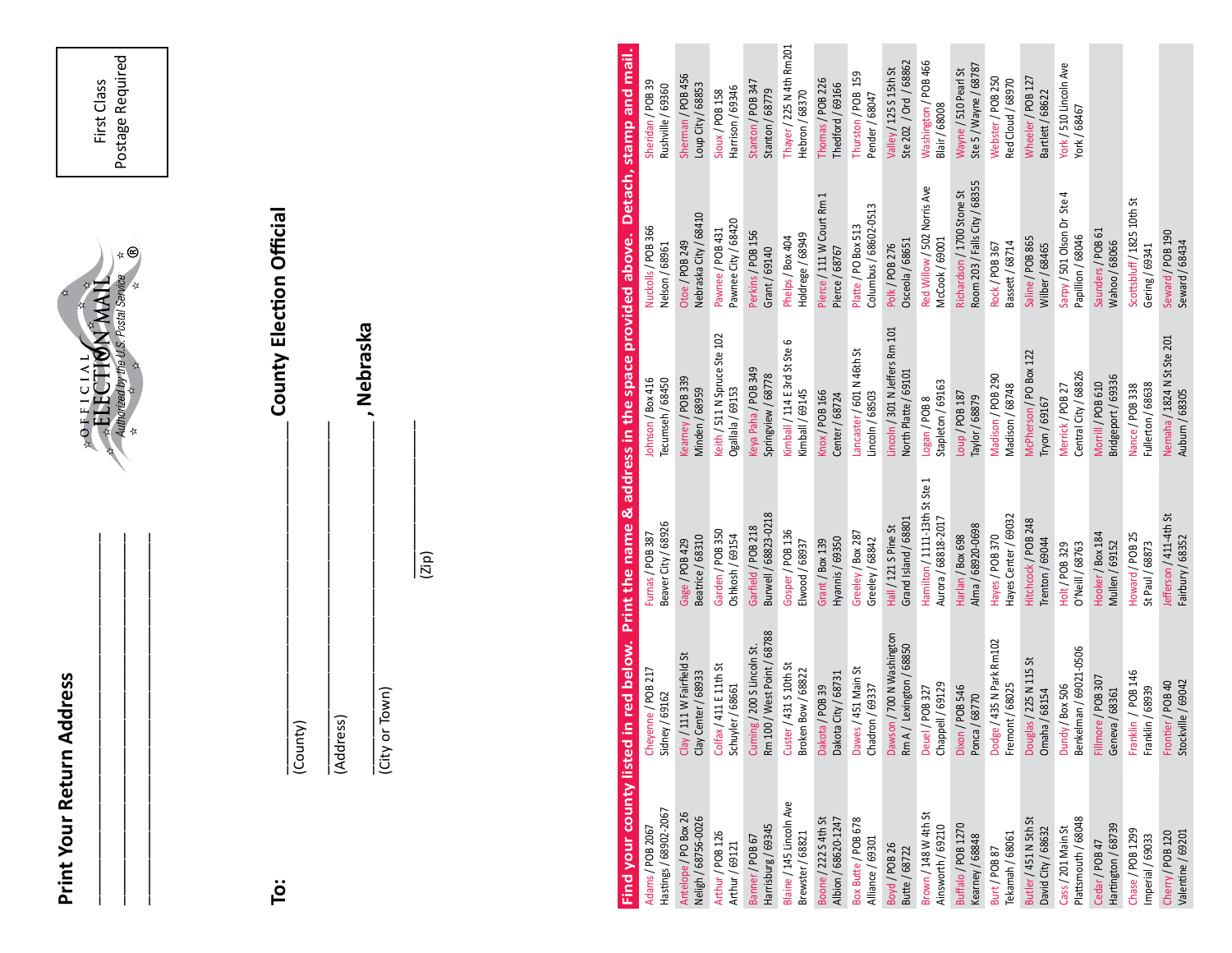## Print Your Return Address

\_\_\_\_\_\_\_\_\_\_\_\_\_\_\_\_\_\_\_\_\_\_\_\_\_\_\_\_\_\_

\_\_\_\_\_\_\_\_\_\_\_\_\_\_\_\_\_\_\_\_\_\_\_\_\_\_\_\_\_\_

\_\_\_\_\_\_\_\_\_\_\_\_\_\_\_\_\_\_\_\_\_\_\_\_\_\_\_\_\_\_

First Class
Postage Required

OFFICIAL ELECTION MAIL
*Authorized by the U.S. Postal Service* ®

## To:

\_\_\_\_\_\_\_\_\_\_\_\_\_\_\_\_\_\_\_\_\_\_\_\_\_\_\_\_\_\_ **County Election Official**
(County)

\_\_\_\_\_\_\_\_\_\_\_\_\_\_\_\_\_\_\_\_\_\_\_\_\_\_\_\_\_\_
(Address)

\_\_\_\_\_\_\_\_\_\_\_\_\_\_\_\_\_\_\_\_\_\_\_\_\_\_\_\_\_\_ **, Nebraska**
(City or Town)

\_\_\_\_\_\_\_\_\_\_
(Zip)

**Find your county listed in red below. Print the name & address in the space provided above. Detach, stamp and mail.**

| | | | | | |
|---|---|---|---|---|---|
| Adams / POB 2067<br>Hastings / 68902-2067 | Cheyenne / POB 217<br>Sidney / 69162 | Furnas / POB 387<br>Beaver City / 68926 | Johnson / Box 416<br>Tecumseh / 68450 | Nuckolls / POB 366<br>Nelson / 68961 | Sheridan / POB 39<br>Rushville / 69360 |
| Antelope / PO Box 26<br>Neligh / 68756-0026 | Clay / 111 W Fairfield St<br>Clay Center / 68933 | Gage / POB 429<br>Beatrice / 68310 | Kearney / POB 339<br>Minden / 68959 | Otoe / POB 249<br>Nebraska City / 68410 | Sherman / POB 456<br>Loup City / 68853 |
| Arthur / POB 126<br>Arthur / 69121 | Colfax / 411 E 11th St<br>Schuyler / 68661 | Garden / POB 350<br>Oshkosh / 69154 | Keith / 511 N Spruce Ste 102<br>Ogallala / 69153 | Pawnee / POB 431<br>Pawnee City / 68420 | Sioux / POB 158<br>Harrison / 69346 |
| Banner / POB 67<br>Harrisburg / 69345 | Cuming / 200 S Lincoln St.<br>Rm 100 / West Point / 68788 | Garfield / POB 218<br>Burwell / 68823-0218 | Keya Paha / POB 349<br>Springview / 68778 | Perkins / POB 156<br>Grant / 69140 | Stanton / POB 347<br>Stanton / 68779 |
| Blaine / 145 Lincoln Ave<br>Brewster / 68821 | Custer / 431 S 10th St<br>Broken Bow / 68822 | Gosper / POB 136<br>Elwood / 68937 | Kimball / 114 E 3rd St Ste 6<br>Kimball / 69145 | Phelps / Box 404<br>Holdrege / 68949 | Thayer / 225 N 4th Rm201<br>Hebron / 68370 |
| Boone / 222 S 4th St<br>Albion / 68620-1247 | Dakota / POB 39<br>Dakota City / 68731 | Grant / Box 139<br>Hyannis / 69350 | Knox / POB 166<br>Center / 68724 | Pierce / 111 W Court Rm 1<br>Pierce / 68767 | Thomas / POB 226<br>Thedford / 69166 |
| Box Butte / POB 678<br>Alliance / 69301 | Dawes / 451 Main St<br>Chadron / 69337 | Greeley / Box 287<br>Greeley / 68842 | Lancaster / 601 N 46th St<br>Lincoln / 68503 | Platte / PO Box 513<br>Columbus / 68602-0513 | Thurston / POB 159<br>Pender / 68047 |
| Boyd / POB 26<br>Butte / 68722 | Dawson / 700 N Washington<br>Rm A / Lexington / 68850 | Hall / 121 S Pine St<br>Grand Island / 68801 | Lincoln / 301 N Jeffers Rm 101<br>North Platte / 69101 | Polk / POB 276<br>Osceola / 68651 | Valley / 125 S 15th St<br>Ste 202 / Ord / 68862 |
| Brown / 148 W 4th St<br>Ainsworth / 69210 | Deuel / POB 327<br>Chappell / 69129 | Hamilton / 1111-13th St Ste 1<br>Aurora / 68818-2017 | Logan / POB 8<br>Stapleton / 69163 | Red Willow / 502 Norris Ave<br>McCook / 69001 | Washington / POB 466<br>Blair / 68008 |
| Buffalo / POB 1270<br>Kearney / 68848 | Dixon / POB 546<br>Ponca / 68770 | Harlan / Box 698<br>Alma / 68920-0698 | Loup / POB 187<br>Taylor / 68879 | Richardson / 1700 Stone St<br>Room 203 / Falls City / 68355 | Wayne / 510 Pearl St<br>Ste 5 / Wayne / 68787 |
| Burt / POB 87<br>Tekamah / 68061 | Dodge / 435 N Park Rm102<br>Fremont / 68025 | Hayes / POB 370<br>Hayes Center / 69032 | Madison / POB 290<br>Madison / 68748 | Rock / POB 367<br>Bassett / 68714 | Webster / POB 250<br>Red Cloud / 68970 |
| Butler / 451 N 5th St<br>David City / 68632 | Douglas / 225 N 115 St<br>Omaha / 68154 | Hitchcock / POB 248<br>Trenton / 69044 | McPherson / PO Box 122<br>Tryon / 69167 | Saline / POB 865<br>Wilber / 68465 | Wheeler / POB 127<br>Bartlett / 68622 |
| Cass / 201 Main St<br>Plattsmouth / 68048 | Dundy / Box 506<br>Benkelman / 69021-0506 | Holt / POB 329<br>O'Neill / 68763 | Merrick / POB 27<br>Central City / 68826 | Sarpy / 501 Olson Dr Ste 4<br>Papillion / 68046 | York / 510 Lincoln Ave<br>York / 68467 |
| Cedar / POB 47<br>Hartington / 68739 | Fillmore / POB 307<br>Geneva / 68361 | Hooker / Box 184<br>Mullen / 69152 | Morrill / POB 610<br>Bridgeport / 69336 | Saunders / POB 61<br>Wahoo / 68066 | |
| Chase / POB 1299<br>Imperial / 69033 | Franklin / POB 146<br>Franklin / 68939 | Howard / POB 25<br>St Paul / 68873 | Nance / POB 338<br>Fullerton / 68638 | Scottsbluff / 1825 10th St<br>Gering / 69341 | |
| Cherry / POB 120<br>Valentine / 69201 | Frontier / POB 40<br>Stockville / 69042 | Jefferson / 411-4th St<br>Fairbury / 68352 | Nemaha / 1824 N St Ste 201<br>Auburn / 68305 | Seward / POB 190<br>Seward / 68434 | |